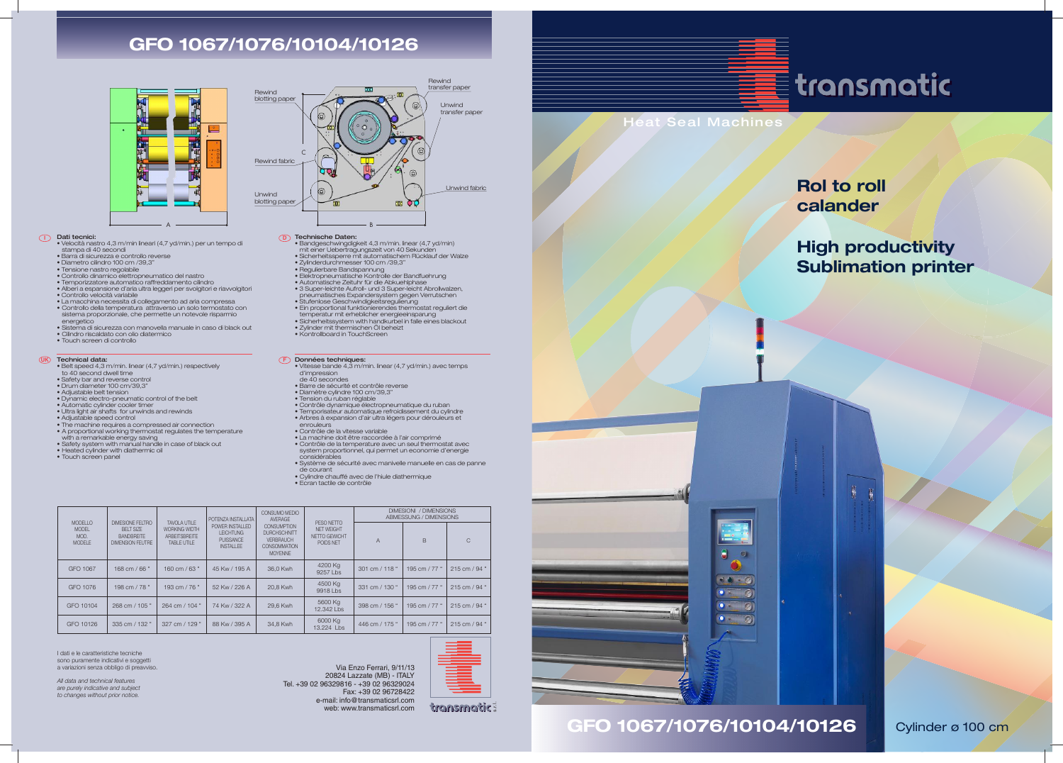# GFO 1067/1076/10104/10126

Rewind transfer paper

Rewind blotting paper

Unwind transfer paper

Rewind fabric

C

Unwind fabric

Unwind blotting paper

A

B

## (I) Dati tecnici:

- Velocità nastro 4,3 m/min lineari (4,7 yd/min.) per un tempo di stampa di 40 secondi
- Barra di sicurezza e controllo reverse
- Diametro cilindro 100 cm /39,3"
- Tensione nastro regolabile
- Controllo dinamico elettropneumatico del nastro
- Temporizzatore automatico raffreddamento cilindro
- Alberi a espansione d'aria ultra leggeri per svolgitori e riavvolgitori
- Controllo velocità variabile
- La macchina necessita di collegamento ad aria compressa
- Controllo della temperatura attraverso un solo termostato con sistema proporzionale, che permette un notevole risparmio energetico
- Sistema di sicurezza con manovella manuale in caso di black out
- Cilindro riscaldato con olio diatermico
- Touch screen di controllo

## (UK) Technical data:

- Belt speed 4,3 m/min. linear (4,7 yd/min.) respectively to 40 second dwell time
- Safety bar and reverse control
- Drum diameter 100 cm/39,3"
- Adjustable belt tension
- Dynamic electro-pneumatic control of the belt
- Automatic cylinder cooler timer
- Ultra light air shafts for unwinds and rewinds
- Adjustable speed control
- The machine requires a compressed air connection
- A proportional working thermostat regulates the temperature with a remarkable energy saving
- Safety system with manual handle in case of black out
- Heated cylinder with diathermic oil
- Touch screen panel

## (D) Technische Daten:

- Bandgeschwindigkeit 4,3 m/min. linear (4,7 yd/min) mit einer Uebertragungszeit von 40 Sekunden
- Sicherheitssperre mit automatischem Rücklauf der Walze
- Zylinderdurchmesser 100 cm /39,3"
- Regulierbare Bandspannung
- Elektropneumatische Kontrolle der Bandfuehrung
- Automatische Zeituhr für die Abkuehlphase
- 3 Super-leichte Aufroll- und 3 Super-leicht Abrollwalzen, pneumatisches Expandersystem gegen Verrutschen
- Stufenlose Geschwindigkeitsregulierung
- Ein proportional funktionierendes thermostat reguliert die temperatur mit erheblicher energieeinsparung
- Sicherheitssystem mit handkurbel in falle eines blackout
- Zylinder mit thermischen Öl beheizt
- Kontrollboard in TouchScreen

## (F) Données techniques:

- Vitesse bande 4,3 m/min. linear (4,7 yd/min.) avec temps d'impression de 40 secondes
- Barre de sécurité et contrôle reverse
- Diamètre cylindre 100 cm/39,3"
- Tension du ruban réglable
- Contrôle dynamique électropneumatique du ruban
- Temporisateur automatique refroidissement du cylindre
- Arbres à expansion d'air ultra légers pour dérouleurs et enrouleurs
- Contrôle de la vitesse variable
- La machine doit être raccordée à l'air comprimé
- Contrôle de la temperature avec un seul thermostat avec system proportionnel, qui permet un economie d'energie considérables
- Système de sécurité avec manivelle manuelle en cas de panne de courant
- Cylindre chauffé avec de l'hiule diathermique
- Ecran tactile de contrôle

| MODELLO MODEL MOD. MODELE | DIMESIONE FELTRO BELT SIZE BANDBREITE DIMENSION FEUTRE | TAVOLA UTILE WORKING WIDTH ARBEITSBREITE TABLE UTILE | POTENZA INSTALLATA POWER INSTALLED LEICHTUNG PUISSANCE INSTALLEE | CONSUMO MEDIO AVERAGE CONSUMPTION DURCHSCHNITT VERBRAUCH CONSOMMATION MOYENNE | PESO NETTO NET WEIGHT NETTO GEWICHT POIDS NET | DIMENSIONI / DIMENSIONS ABMESSUNG / DIMENSIONS | | |
|---|---|---|---|---|---|---|---|---|
| | | | | | | A | B | C |
| GFO 1067 | 168 cm / 66 " | 160 cm / 63 " | 45 Kw / 195 A | 36,0 Kwh | 4200 Kg 9257 Lbs | 301 cm / 118 " | 195 cm / 77 " | 215 cm / 94 " |
| GFO 1076 | 198 cm / 78 " | 193 cm / 76 " | 52 Kw / 226 A | 20,8 Kwh | 4500 Kg 9918 Lbs | 331 cm / 130 " | 195 cm / 77 " | 215 cm / 94 " |
| GFO 10104 | 268 cm / 105 " | 264 cm / 104 " | 74 Kw / 322 A | 29,6 Kwh | 5600 Kg 12.342 Lbs | 398 cm / 156 " | 195 cm / 77 " | 215 cm / 94 " |
| GFO 10126 | 335 cm / 132 " | 327 cm / 129 " | 88 Kw / 395 A | 34,8 Kwh | 6000 Kg 13.224 Lbs | 446 cm / 175 " | 195 cm / 77 " | 215 cm / 94 " |

I dati e le caratteristiche tecniche sono puramente indicativi e soggetti a variazioni senza obbligo di preavviso.

*All data and technical features are purely indicative and subject to changes without prior notice.*

Via Enzo Ferrari, 9/11/13
20824 Lazzate (MB) - ITALY
Tel. +39 02 96329816 - +39 02 96329024
Fax: +39 02 96728422
e-mail: info@transmaticsrl.com
web: www.transmaticsrl.com

transmatic s.r.l.

---

transmatic

Heat Seal Machines

## Rol to roll calander

## High productivity Sublimation printer

# GFO 1067/1076/10104/10126

Cylinder ø 100 cm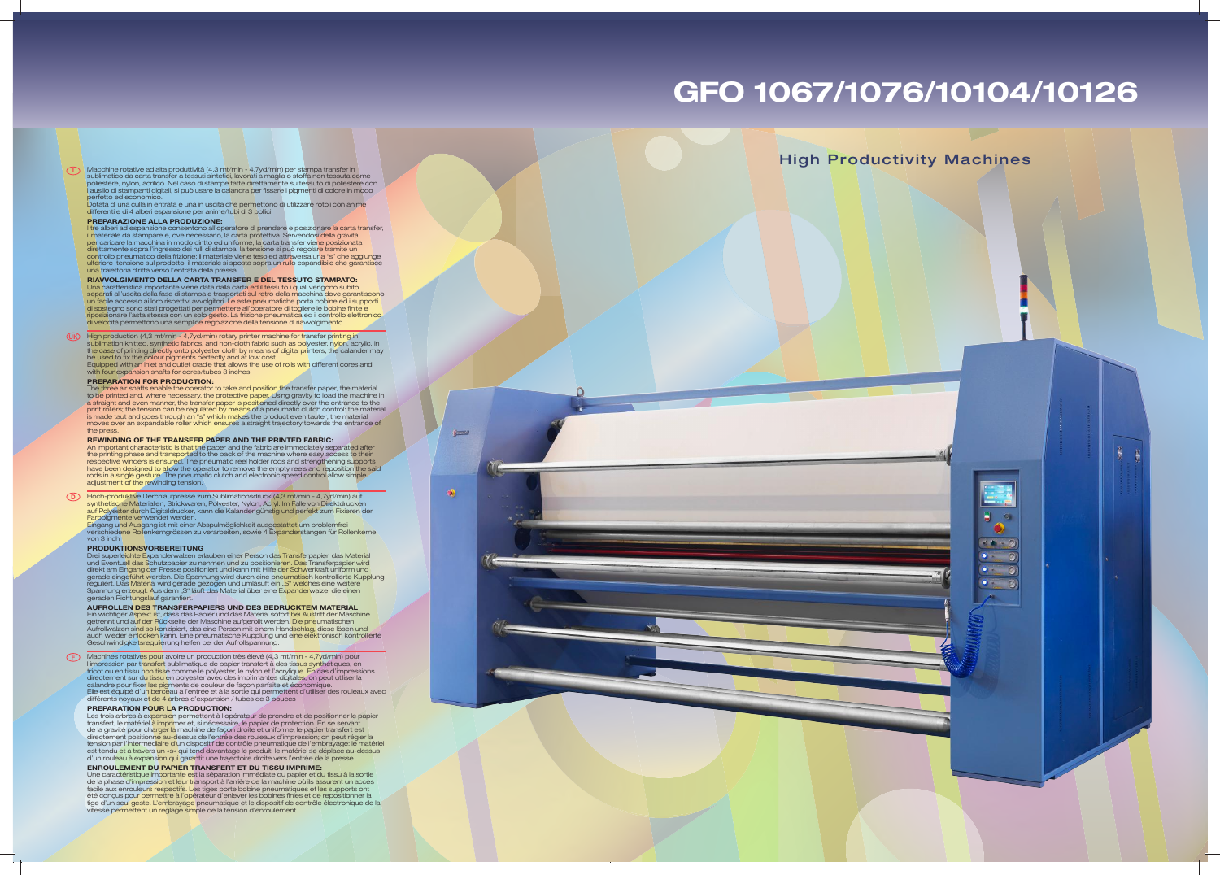# GFO 1067/1076/10104/10126

## High Productivity Machines

(I) Macchine rotative ad alta produttività (4,3 mt/min - 4,7yd/min) per stampa transfer in sublimatico da carta transfer a tessuti sintetici, lavorati a maglia o stoffa non tessuta come poliestere, nylon, acrilico. Nel caso di stampe fatte direttamente su tessuto di poliestere con l'ausilio di stampanti digitali, si può usare la calandra per fissare i pigmenti di colore in modo perfetto ed economico.
Dotata di una culla in entrata e una in uscita che permettono di utilizzare rotoli con anime differenti e di 4 alberi espansione per anime/tubi di 3 pollici

**PREPARAZIONE ALLA PRODUZIONE:**
I tre alberi ad espansione consentono all'operatore di prendere e posizionare la carta transfer, il materiale da stampare e, ove necessario, la carta protettiva. Servendosi della gravità per caricare la macchina in modo diritto ed uniforme, la carta transfer viene posizionata direttamente sopra l'ingresso dei rulli di stampa; la tensione si può regolare tramite un controllo pneumatico della frizione: il materiale viene teso ed attraversa una "s" che aggiunge ulteriore tensione sul prodotto; il materiale si sposta sopra un rullo espandibile che garantisce una traiettoria diritta verso l'entrata della pressa.

**RIAVVOLGIMENTO DELLA CARTA TRANSFER E DEL TESSUTO STAMPATO:**
Una caratteristica importante viene data dalla carta ed il tessuto i quali vengono subito separati all'uscita della fase di stampa e trasportati sul retro della macchina dove garantiscono un facile accesso ai loro rispettivi avvolgitori. Le aste pneumatiche porta bobine ed i supporti di sostegno sono stati progettati per permettere all'operatore di togliere le bobine finite e riposizionare l'asta stessa con un solo gesto. La frizione pneumatica ed il controllo elettronico di velocità permettono una semplice regolazione della tensione di riavvolgimento.

(UK) High production (4,3 mt/min - 4,7yd/min) rotary printer machine for transfer printing in sublimation knitted, synthetic fabrics, and non-cloth fabric such as polyester, nylon, acrylic. In the case of printing directly onto polyester cloth by means of digital printers, the calander may be used to fix the colour pigments perfectly and at low cost.
Equipped with an inlet and outlet cradle that allows the use of rolls with different cores and with four expansion shafts for cores/tubes 3 inches.

**PREPARATION FOR PRODUCTION:**
The three air shafts enable the operator to take and position the transfer paper, the material to be printed and, where necessary, the protective paper. Using gravity to load the machine in a straight and even manner, the transfer paper is positioned directly over the entrance to the print rollers; the tension can be regulated by means of a pneumatic clutch control: the material is made taut and goes through an "s" which makes the product even tauter; the material moves over an expandable roller which ensures a straight trajectory towards the entrance of the press.

**REWINDING OF THE TRANSFER PAPER AND THE PRINTED FABRIC:**
An important characteristic is that the paper and the fabric are immediately separated after the printing phase and transported to the back of the machine where easy access to their respective winders is ensured. The pneumatic reel holder rods and strengthening supports have been designed to allow the operator to remove the empty reels and reposition the said rods in a single gesture. The pneumatic clutch and electronic speed control allow simple adjustment of the rewinding tension.

(D) Hoch-produktive Derchlaufpresse zum Sublimationsdruck (4,3 mt/min - 4,7yd/min) auf synthetische Materialien, Strickwaren, Polyester, Nylon, Acryl. Im Falle von Direktdrucken auf Polyester durch Digitaldrucker, kann die Kalander günstig und perfekt zum Fixeren der Farbpigmente verwendet werden.
Eingang und Ausgang ist mit einer Abspulmöglichkeit ausgestattet um problemfrei verschiedene Rollenkerngrössen zu verarbeiten, sowie 4 Expanderstangen für Rollenkerne von 3 inch

**PRODUKTIONSVORBEREITUNG**
Drei superleichte Expanderwalzen erlauben einer Person das Transferpapier, das Material und Eventuell das Schutzpapier zu nehmen und zu positionieren. Das Transferpapier wird direkt am Eingang der Presse positioniert und kann mit Hilfe der Schwerkraft uniform und gerade eingeführt werden. Die Spannung wird durch eine pneumatisch kontrollierte Kupplung reguliert. Das Material wird gerade gezogen und umläuft ein „S" welches eine weitere Spannung erzeugt. Aus dem „S" läuft das Material über eine Expanderwalze, die einen geraden Richtungslauf garantiert.

**AUFROLLEN DES TRANSFERPAPIERS UND DES BEDRUCKTEM MATERIAL**
Ein wichtiger Aspekt ist, dass das Papier und das Material sofort bei Austritt der Maschine getrennt und auf der Rückseite der Maschine aufgerollt werden. Die pneumatischen Aufrollwalzen sind so konzipiert, das eine Person mit einem Handschlag, diese lösen und auch wieder einlocken kann. Eine pneumatische Kupplung und eine elektronisch kontrollierte Geschwindigkeitsregulierung helfen bei der Aufrollspannung.

(F) Machines rotatives pour avoire un production très élevé (4,3 mt/min - 4,7yd/min) pour l'impression par transfert sublimatique de papier transfert à des tissus synthétiques, en tricot ou en tissu non tissé comme le polyester, le nylon et l'acrylique. En cas d'impressions directement sur du tissu en polyester avec des imprimantes digitales, on peut utiliser la calandre pour fixer les pigments de couleur de façon parfaite et économique.
Elle est équipé d'un berceau à l'entrée et à la sortie qui permettent d'utiliser des rouleaux avec différents noyaux et de 4 arbres d'expansion / tubes de 3 pouces

**PREPARATION POUR LA PRODUCTION:**
Les trois arbres à expansion permettent à l'opérateur de prendre et de positionner le papier transfert, le matériel à imprimer et, si nécessaire, le papier de protection. En se servant de la gravité pour charger la machine de façon droite et uniforme, le papier transfert est directement positionné au-dessus de l'entrée des rouleaux d'impression; on peut régler la tension par l'intermédiaire d'un dispositif de contrôle pneumatique de l'embrayage: le matériel est tendu et à travers un «s» qui tend davantage le produit; le matériel se déplace au-dessus d'un rouleau à expansion qui garantit une trajectoire droite vers l'entrée de la presse.

**ENROULEMENT DU PAPIER TRANSFERT ET DU TISSU IMPRIME:**
Une caractéristique importante est la séparation immédiate du papier et du tissu à la sortie de la phase d'impression et leur transport à l'arrière de la machine où ils assurent un accès facile aux enrouleurs respectifs. Les tiges porte bobine pneumatiques et les supports ont été conçus pour permettre à l'opérateur d'enlever les bobines finies et de repositionner la tige d'un seul geste. L'embrayage pneumatique et le dispositif de contrôle électronique de la vitesse permettent un réglage simple de la tension d'enroulement.